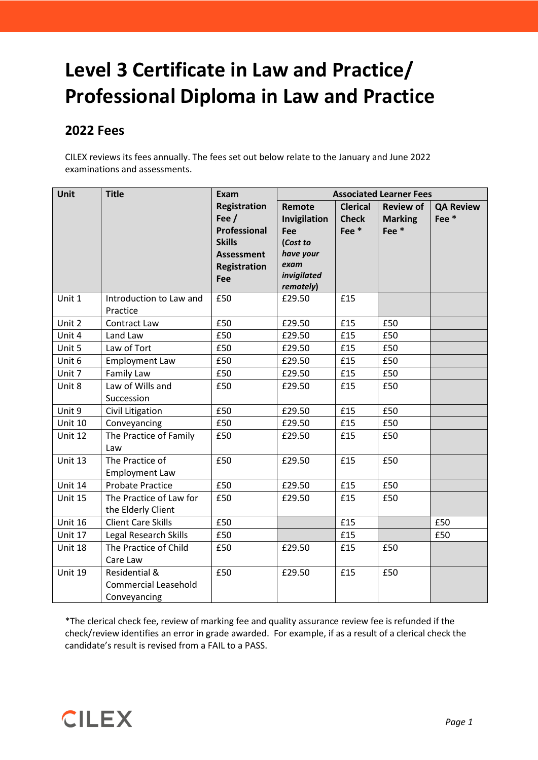# Level 3 Certificate in Law and Practice/ Professional Diploma in Law and Practice

## 2022 Fees

CILEX reviews its fees annually. The fees set out below relate to the January and June 2022 examinations and assessments.

| Unit | Title | Exam Registration Fee / Professional Skills Assessment Registration Fee | Associated Learner Fees | | | |
|---|---|---|---|---|---|---|
| | | | Remote Invigilation Fee (*Cost to have your exam invigilated remotely*) | Clerical Check Fee * | Review of Marking Fee * | QA Review Fee * |
| Unit 1 | Introduction to Law and Practice | £50 | £29.50 | £15 | | |
| Unit 2 | Contract Law | £50 | £29.50 | £15 | £50 | |
| Unit 4 | Land Law | £50 | £29.50 | £15 | £50 | |
| Unit 5 | Law of Tort | £50 | £29.50 | £15 | £50 | |
| Unit 6 | Employment Law | £50 | £29.50 | £15 | £50 | |
| Unit 7 | Family Law | £50 | £29.50 | £15 | £50 | |
| Unit 8 | Law of Wills and Succession | £50 | £29.50 | £15 | £50 | |
| Unit 9 | Civil Litigation | £50 | £29.50 | £15 | £50 | |
| Unit 10 | Conveyancing | £50 | £29.50 | £15 | £50 | |
| Unit 12 | The Practice of Family Law | £50 | £29.50 | £15 | £50 | |
| Unit 13 | The Practice of Employment Law | £50 | £29.50 | £15 | £50 | |
| Unit 14 | Probate Practice | £50 | £29.50 | £15 | £50 | |
| Unit 15 | The Practice of Law for the Elderly Client | £50 | £29.50 | £15 | £50 | |
| Unit 16 | Client Care Skills | £50 | | £15 | | £50 |
| Unit 17 | Legal Research Skills | £50 | | £15 | | £50 |
| Unit 18 | The Practice of Child Care Law | £50 | £29.50 | £15 | £50 | |
| Unit 19 | Residential & Commercial Leasehold Conveyancing | £50 | £29.50 | £15 | £50 | |

*The clerical check fee, review of marking fee and quality assurance review fee is refunded if the check/review identifies an error in grade awarded. For example, if as a result of a clerical check the candidate's result is revised from a FAIL to a PASS.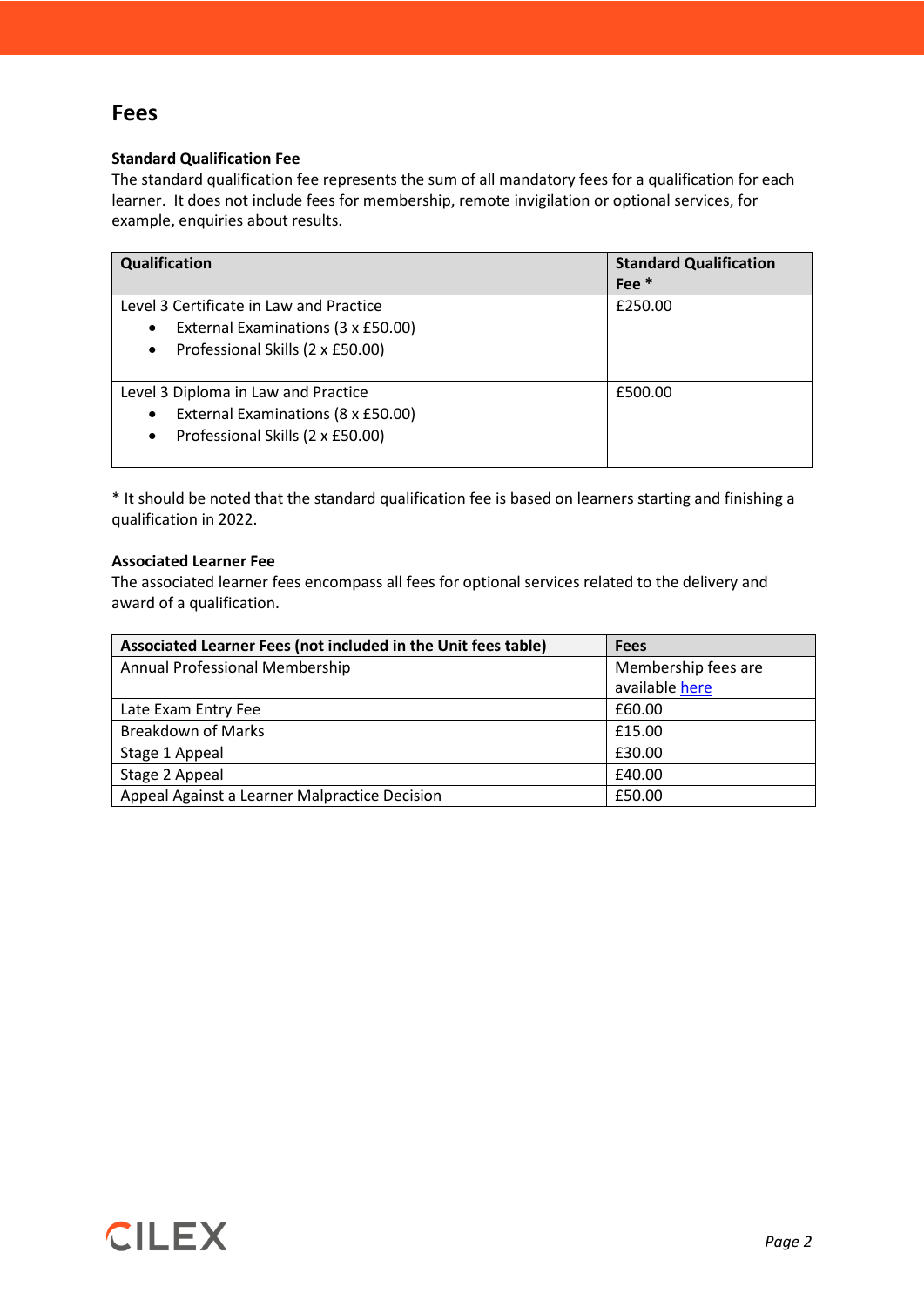## Fees

**Standard Qualification Fee**

The standard qualification fee represents the sum of all mandatory fees for a qualification for each learner. It does not include fees for membership, remote invigilation or optional services, for example, enquiries about results.

| Qualification | Standard Qualification Fee * |
|---|---|
| Level 3 Certificate in Law and Practice<br>• External Examinations (3 x £50.00)<br>• Professional Skills (2 x £50.00) | £250.00 |
| Level 3 Diploma in Law and Practice<br>• External Examinations (8 x £50.00)<br>• Professional Skills (2 x £50.00) | £500.00 |

* It should be noted that the standard qualification fee is based on learners starting and finishing a qualification in 2022.

**Associated Learner Fee**

The associated learner fees encompass all fees for optional services related to the delivery and award of a qualification.

| Associated Learner Fees (not included in the Unit fees table) | Fees |
|---|---|
| Annual Professional Membership | Membership fees are available here |
| Late Exam Entry Fee | £60.00 |
| Breakdown of Marks | £15.00 |
| Stage 1 Appeal | £30.00 |
| Stage 2 Appeal | £40.00 |
| Appeal Against a Learner Malpractice Decision | £50.00 |